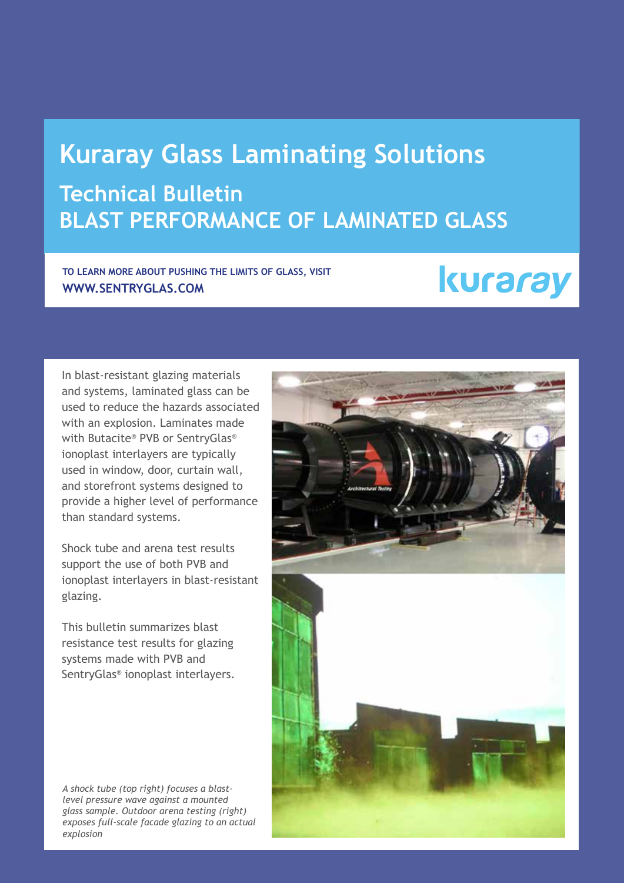# Kuraray Glass Laminating Solutions

## Technical Bulletin
## BLAST PERFORMANCE OF LAMINATED GLASS

**TO LEARN MORE ABOUT PUSHING THE LIMITS OF GLASS, VISIT**
**WWW.SENTRYGLAS.COM**

kuraray

In blast-resistant glazing materials and systems, laminated glass can be used to reduce the hazards associated with an explosion. Laminates made with Butacite® PVB or SentryGlas® ionoplast interlayers are typically used in window, door, curtain wall, and storefront systems designed to provide a higher level of performance than standard systems.

Shock tube and arena test results support the use of both PVB and ionoplast interlayers in blast-resistant glazing.

This bulletin summarizes blast resistance test results for glazing systems made with PVB and SentryGlas® ionoplast interlayers.

*A shock tube (top right) focuses a blast-level pressure wave against a mounted glass sample. Outdoor arena testing (right) exposes full-scale facade glazing to an actual explosion*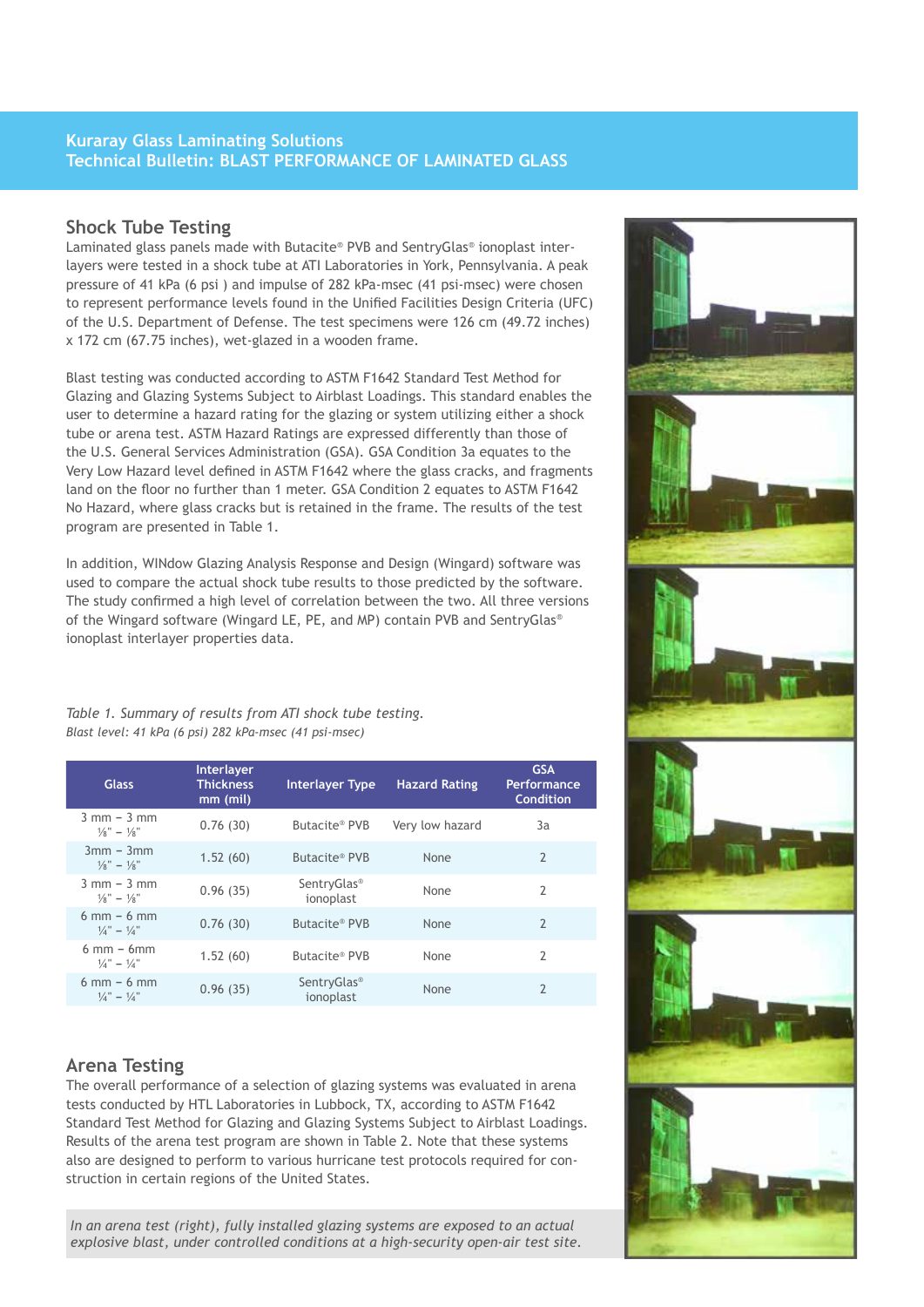Kuraray Glass Laminating Solutions
Technical Bulletin: BLAST PERFORMANCE OF LAMINATED GLASS

## Shock Tube Testing

Laminated glass panels made with Butacite® PVB and SentryGlas® ionoplast interlayers were tested in a shock tube at ATI Laboratories in York, Pennsylvania. A peak pressure of 41 kPa (6 psi ) and impulse of 282 kPa-msec (41 psi-msec) were chosen to represent performance levels found in the Unified Facilities Design Criteria (UFC) of the U.S. Department of Defense. The test specimens were 126 cm (49.72 inches) x 172 cm (67.75 inches), wet-glazed in a wooden frame.

Blast testing was conducted according to ASTM F1642 Standard Test Method for Glazing and Glazing Systems Subject to Airblast Loadings. This standard enables the user to determine a hazard rating for the glazing or system utilizing either a shock tube or arena test. ASTM Hazard Ratings are expressed differently than those of the U.S. General Services Administration (GSA). GSA Condition 3a equates to the Very Low Hazard level defined in ASTM F1642 where the glass cracks, and fragments land on the floor no further than 1 meter. GSA Condition 2 equates to ASTM F1642 No Hazard, where glass cracks but is retained in the frame. The results of the test program are presented in Table 1.

In addition, WINdow Glazing Analysis Response and Design (Wingard) software was used to compare the actual shock tube results to those predicted by the software. The study confirmed a high level of correlation between the two. All three versions of the Wingard software (Wingard LE, PE, and MP) contain PVB and SentryGlas® ionoplast interlayer properties data.

*Table 1. Summary of results from ATI shock tube testing.*
*Blast level: 41 kPa (6 psi) 282 kPa-msec (41 psi-msec)*

| Glass | Interlayer Thickness mm (mil) | Interlayer Type | Hazard Rating | GSA Performance Condition |
|---|---|---|---|---|
| 3 mm – 3 mm ⅛" – ⅛" | 0.76 (30) | Butacite® PVB | Very low hazard | 3a |
| 3mm – 3mm ⅛" – ⅛" | 1.52 (60) | Butacite® PVB | None | 2 |
| 3 mm – 3 mm ⅛" – ⅛" | 0.96 (35) | SentryGlas® ionoplast | None | 2 |
| 6 mm – 6 mm ¼" – ¼" | 0.76 (30) | Butacite® PVB | None | 2 |
| 6 mm – 6mm ¼" – ¼" | 1.52 (60) | Butacite® PVB | None | 2 |
| 6 mm – 6 mm ¼" – ¼" | 0.96 (35) | SentryGlas® ionoplast | None | 2 |

## Arena Testing

The overall performance of a selection of glazing systems was evaluated in arena tests conducted by HTL Laboratories in Lubbock, TX, according to ASTM F1642 Standard Test Method for Glazing and Glazing Systems Subject to Airblast Loadings. Results of the arena test program are shown in Table 2. Note that these systems also are designed to perform to various hurricane test protocols required for construction in certain regions of the United States.

*In an arena test (right), fully installed glazing systems are exposed to an actual explosive blast, under controlled conditions at a high-security open-air test site.*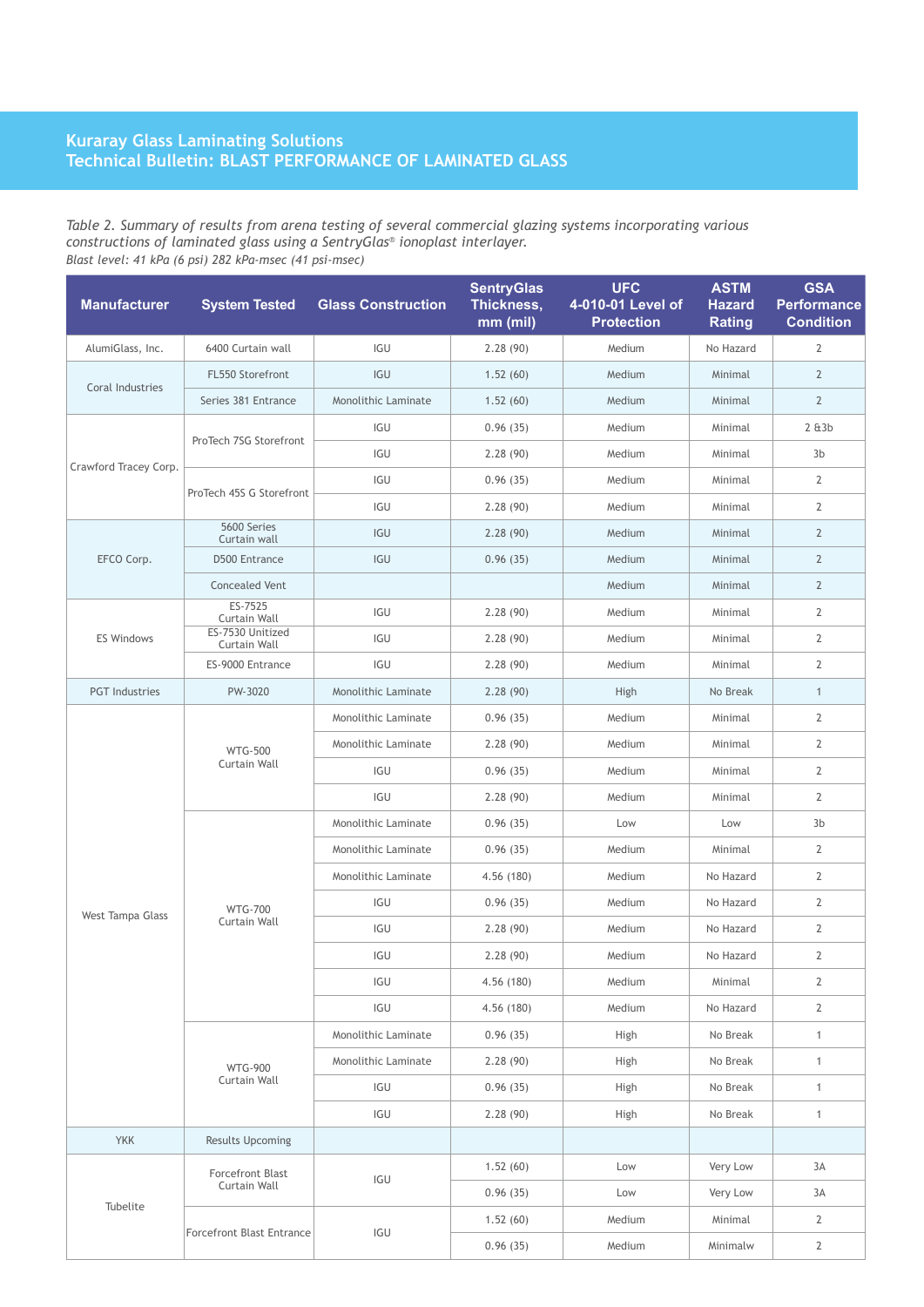Table 2. *Summary of results from arena testing of several commercial glazing systems incorporating various constructions of laminated glass using a SentryGlas® ionoplast interlayer.*
*Blast level: 41 kPa (6 psi) 282 kPa-msec (41 psi-msec)*

| Manufacturer | System Tested | Glass Construction | SentryGlas Thickness, mm (mil) | UFC 4-010-01 Level of Protection | ASTM Hazard Rating | GSA Performance Condition |
|---|---|---|---|---|---|---|
| AlumiGlass, Inc. | 6400 Curtain wall | IGU | 2.28 (90) | Medium | No Hazard | 2 |
| Coral Industries | FL550 Storefront | IGU | 1.52 (60) | Medium | Minimal | 2 |
| | Series 381 Entrance | Monolithic Laminate | 1.52 (60) | Medium | Minimal | 2 |
| Crawford Tracey Corp. | ProTech 7SG Storefront | IGU | 0.96 (35) | Medium | Minimal | 2 &3b |
| | | IGU | 2.28 (90) | Medium | Minimal | 3b |
| | ProTech 45S G Storefront | IGU | 0.96 (35) | Medium | Minimal | 2 |
| | | IGU | 2.28 (90) | Medium | Minimal | 2 |
| EFCO Corp. | 5600 Series Curtain wall | IGU | 2.28 (90) | Medium | Minimal | 2 |
| | D500 Entrance | IGU | 0.96 (35) | Medium | Minimal | 2 |
| | Concealed Vent | | | Medium | Minimal | 2 |
| ES Windows | ES-7525 Curtain Wall | IGU | 2.28 (90) | Medium | Minimal | 2 |
| | ES-7530 Unitized Curtain Wall | IGU | 2.28 (90) | Medium | Minimal | 2 |
| | ES-9000 Entrance | IGU | 2.28 (90) | Medium | Minimal | 2 |
| PGT Industries | PW-3020 | Monolithic Laminate | 2.28 (90) | High | No Break | 1 |
| West Tampa Glass | WTG-500 Curtain Wall | Monolithic Laminate | 0.96 (35) | Medium | Minimal | 2 |
| | | Monolithic Laminate | 2.28 (90) | Medium | Minimal | 2 |
| | | IGU | 0.96 (35) | Medium | Minimal | 2 |
| | | IGU | 2.28 (90) | Medium | Minimal | 2 |
| | WTG-700 Curtain Wall | Monolithic Laminate | 0.96 (35) | Low | Low | 3b |
| | | Monolithic Laminate | 0.96 (35) | Medium | Minimal | 2 |
| | | Monolithic Laminate | 4.56 (180) | Medium | No Hazard | 2 |
| | | IGU | 0.96 (35) | Medium | No Hazard | 2 |
| | | IGU | 2.28 (90) | Medium | No Hazard | 2 |
| | | IGU | 2.28 (90) | Medium | No Hazard | 2 |
| | | IGU | 4.56 (180) | Medium | Minimal | 2 |
| | | IGU | 4.56 (180) | Medium | No Hazard | 2 |
| | WTG-900 Curtain Wall | Monolithic Laminate | 0.96 (35) | High | No Break | 1 |
| | | Monolithic Laminate | 2.28 (90) | High | No Break | 1 |
| | | IGU | 0.96 (35) | High | No Break | 1 |
| | | IGU | 2.28 (90) | High | No Break | 1 |
| YKK | Results Upcoming | | | | | |
| Tubelite | Forcefront Blast Curtain Wall | IGU | 1.52 (60) | Low | Very Low | 3A |
| | | | 0.96 (35) | Low | Very Low | 3A |
| | Forcefront Blast Entrance | IGU | 1.52 (60) | Medium | Minimal | 2 |
| | | | 0.96 (35) | Medium | Minimalw | 2 |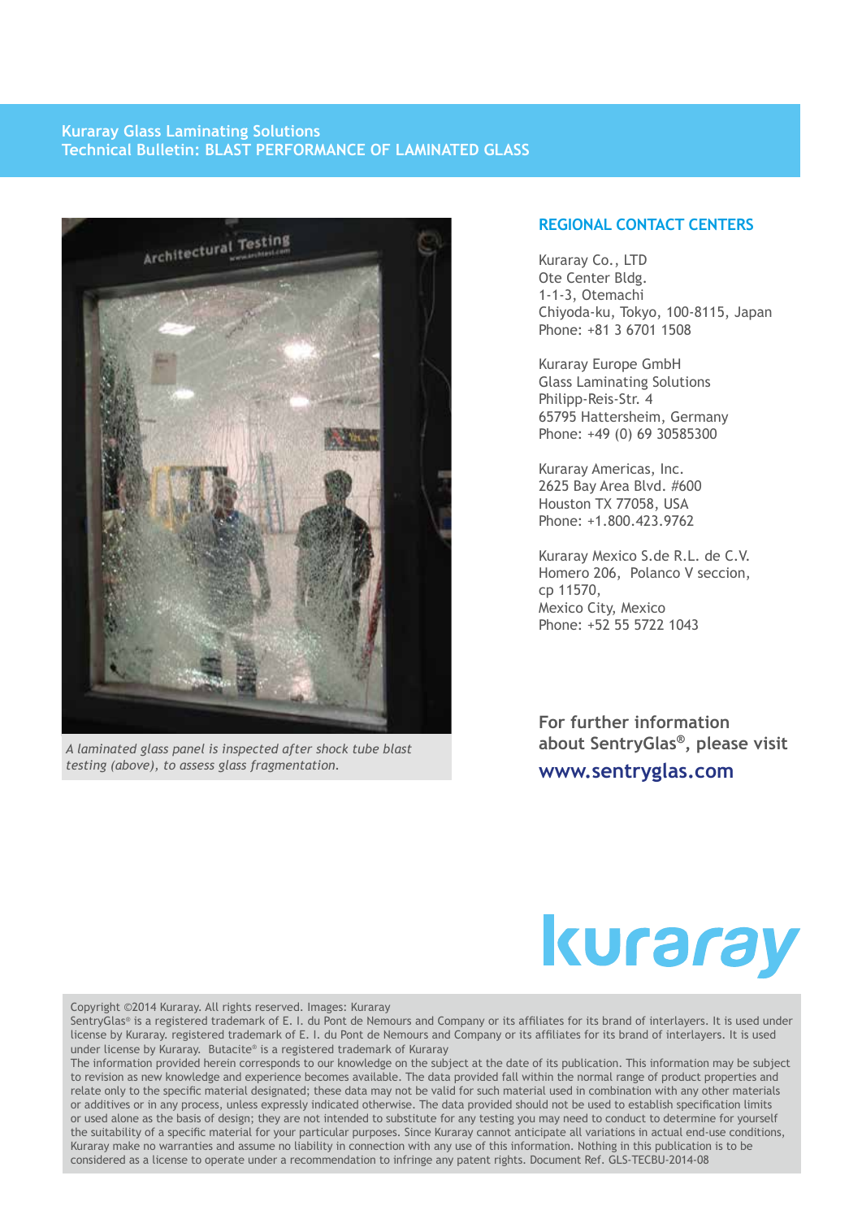A laminated glass panel is inspected after shock tube blast testing (above), to assess glass fragmentation.

## REGIONAL CONTACT CENTERS

Kuraray Co., LTD
Ote Center Bldg.
1-1-3, Otemachi
Chiyoda-ku, Tokyo, 100-8115, Japan
Phone: +81 3 6701 1508

Kuraray Europe GmbH
Glass Laminating Solutions
Philipp-Reis-Str. 4
65795 Hattersheim, Germany
Phone: +49 (0) 69 30585300

Kuraray Americas, Inc.
2625 Bay Area Blvd. #600
Houston TX 77058, USA
Phone: +1.800.423.9762

Kuraray Mexico S.de R.L. de C.V.
Homero 206, Polanco V seccion,
cp 11570,
Mexico City, Mexico
Phone: +52 55 5722 1043

**For further information about SentryGlas®, please visit**
**www.sentryglas.com**

Copyright ©2014 Kuraray. All rights reserved. Images: Kuraray
SentryGlas® is a registered trademark of E. I. du Pont de Nemours and Company or its affiliates for its brand of interlayers. It is used under license by Kuraray. registered trademark of E. I. du Pont de Nemours and Company or its affiliates for its brand of interlayers. It is used under license by Kuraray. Butacite® is a registered trademark of Kuraray
The information provided herein corresponds to our knowledge on the subject at the date of its publication. This information may be subject to revision as new knowledge and experience becomes available. The data provided fall within the normal range of product properties and relate only to the specific material designated; these data may not be valid for such material used in combination with any other materials or additives or in any process, unless expressly indicated otherwise. The data provided should not be used to establish specification limits or used alone as the basis of design; they are not intended to substitute for any testing you may need to conduct to determine for yourself the suitability of a specific material for your particular purposes. Since Kuraray cannot anticipate all variations in actual end-use conditions, Kuraray make no warranties and assume no liability in connection with any use of this information. Nothing in this publication is to be considered as a license to operate under a recommendation to infringe any patent rights. Document Ref. GLS-TECBU-2014-08